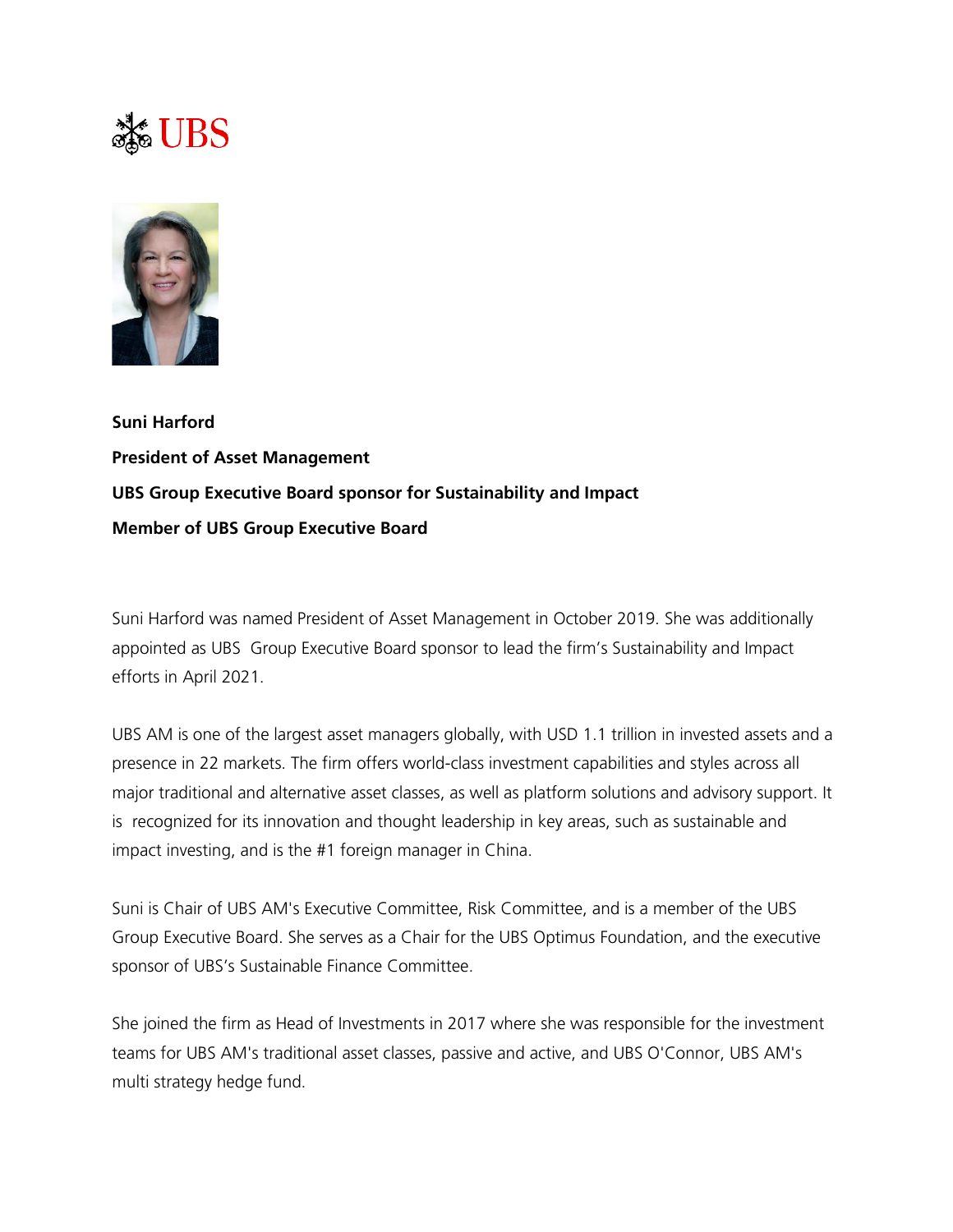UBS

**Suni Harford**

**President of Asset Management**

**UBS Group Executive Board sponsor for Sustainability and Impact**

**Member of UBS Group Executive Board**

Suni Harford was named President of Asset Management in October 2019. She was additionally appointed as UBS Group Executive Board sponsor to lead the firm's Sustainability and Impact efforts in April 2021.

UBS AM is one of the largest asset managers globally, with USD 1.1 trillion in invested assets and a presence in 22 markets. The firm offers world-class investment capabilities and styles across all major traditional and alternative asset classes, as well as platform solutions and advisory support. It is recognized for its innovation and thought leadership in key areas, such as sustainable and impact investing, and is the #1 foreign manager in China.

Suni is Chair of UBS AM's Executive Committee, Risk Committee, and is a member of the UBS Group Executive Board. She serves as a Chair for the UBS Optimus Foundation, and the executive sponsor of UBS's Sustainable Finance Committee.

She joined the firm as Head of Investments in 2017 where she was responsible for the investment teams for UBS AM's traditional asset classes, passive and active, and UBS O'Connor, UBS AM's multi strategy hedge fund.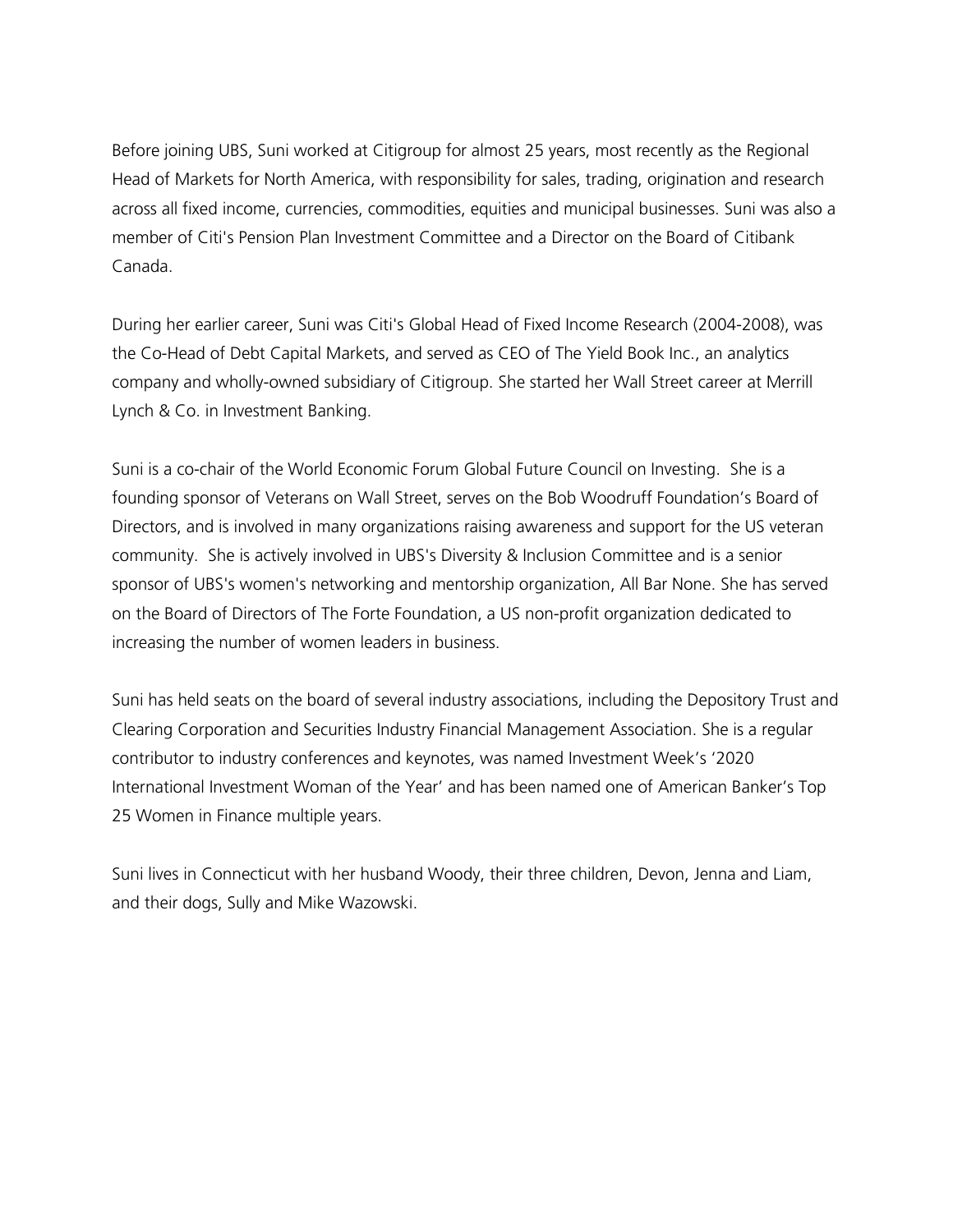Before joining UBS, Suni worked at Citigroup for almost 25 years, most recently as the Regional Head of Markets for North America, with responsibility for sales, trading, origination and research across all fixed income, currencies, commodities, equities and municipal businesses. Suni was also a member of Citi's Pension Plan Investment Committee and a Director on the Board of Citibank Canada.

During her earlier career, Suni was Citi's Global Head of Fixed Income Research (2004-2008), was the Co-Head of Debt Capital Markets, and served as CEO of The Yield Book Inc., an analytics company and wholly-owned subsidiary of Citigroup. She started her Wall Street career at Merrill Lynch & Co. in Investment Banking.

Suni is a co-chair of the World Economic Forum Global Future Council on Investing. She is a founding sponsor of Veterans on Wall Street, serves on the Bob Woodruff Foundation's Board of Directors, and is involved in many organizations raising awareness and support for the US veteran community. She is actively involved in UBS's Diversity & Inclusion Committee and is a senior sponsor of UBS's women's networking and mentorship organization, All Bar None. She has served on the Board of Directors of The Forte Foundation, a US non-profit organization dedicated to increasing the number of women leaders in business.

Suni has held seats on the board of several industry associations, including the Depository Trust and Clearing Corporation and Securities Industry Financial Management Association. She is a regular contributor to industry conferences and keynotes, was named Investment Week's '2020 International Investment Woman of the Year' and has been named one of American Banker's Top 25 Women in Finance multiple years.

Suni lives in Connecticut with her husband Woody, their three children, Devon, Jenna and Liam, and their dogs, Sully and Mike Wazowski.